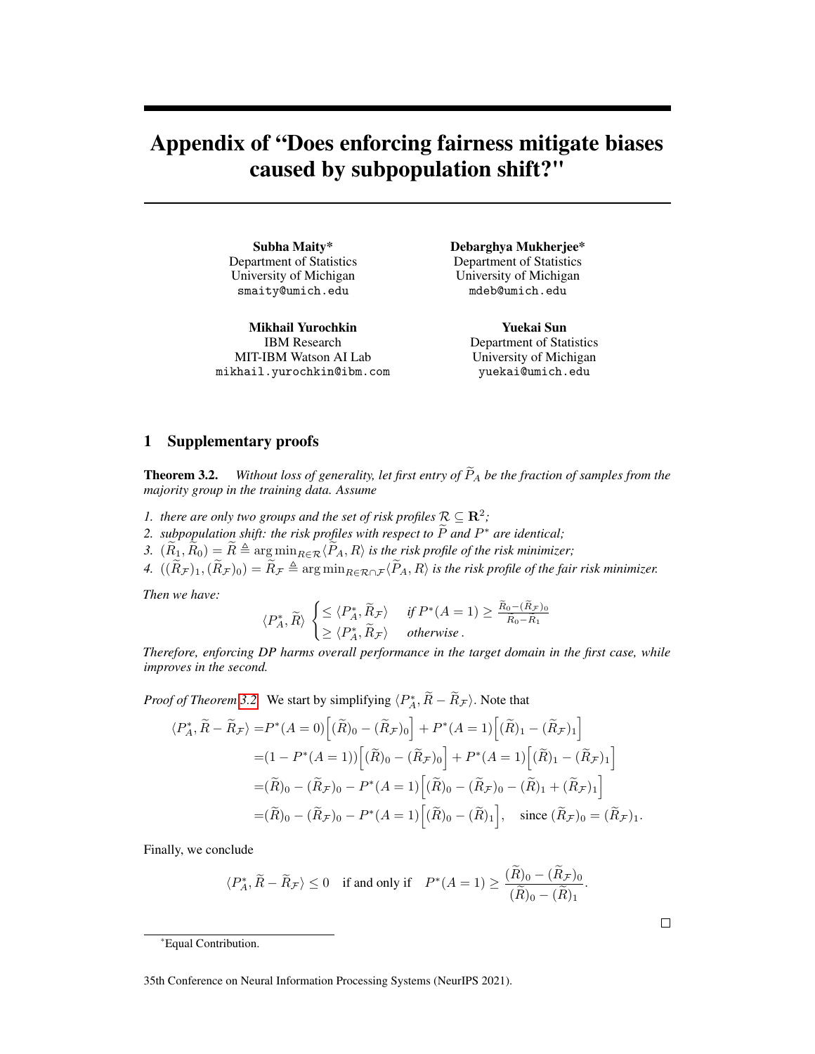# Appendix of "Does enforcing fairness mitigate biases caused by subpopulation shift?"

**Subha Maity*** 
Department of Statistics 
University of Michigan 
smaity@umich.edu

**Debarghya Mukherjee*** 
Department of Statistics 
University of Michigan 
mdeb@umich.edu

**Mikhail Yurochkin** 
IBM Research 
MIT-IBM Watson AI Lab 
mikhail.yurochkin@ibm.com

**Yuekai Sun** 
Department of Statistics 
University of Michigan 
yuekai@umich.edu

## 1 Supplementary proofs

**Theorem 3.2.** *Without loss of generality, let first entry of $\widetilde{P}_A$ be the fraction of samples from the majority group in the training data. Assume*

1. *there are only two groups and the set of risk profiles $\mathcal{R} \subseteq \mathbf{R}^2$;*
2. *subpopulation shift: the risk profiles with respect to $\widetilde{P}$ and $P^*$ are identical;*
3. *$(\widetilde{R}_1, \widetilde{R}_0) = \widetilde{R} \triangleq \arg\min_{R \in \mathcal{R}} \langle \widetilde{P}_A, R \rangle$ is the risk profile of the risk minimizer;*
4. *$((\widetilde{R}_{\mathcal{F}})_1, (\widetilde{R}_{\mathcal{F}})_0) = \widetilde{R}_{\mathcal{F}} \triangleq \arg\min_{R \in \mathcal{R} \cap \mathcal{F}} \langle \widetilde{P}_A, R \rangle$ is the risk profile of the fair risk minimizer.*

*Then we have:*

$$
\langle P_A^*, \widetilde{R} \rangle \begin{cases} \le \langle P_A^*, \widetilde{R}_{\mathcal{F}} \rangle & \text{if } P^*(A = 1) \ge \frac{\widetilde{R}_0 - (\widetilde{R}_{\mathcal{F}})_0}{\widetilde{R}_0 - \widetilde{R}_1} \\ \ge \langle P_A^*, \widetilde{R}_{\mathcal{F}} \rangle & \text{otherwise} . \end{cases}
$$

*Therefore, enforcing DP harms overall performance in the target domain in the first case, while improves in the second.*

*Proof of Theorem 3.2.* We start by simplifying $\langle P_A^*, \widetilde{R} - \widetilde{R}_{\mathcal{F}} \rangle$. Note that

$$
\begin{aligned}
\langle P_A^*, \widetilde{R} - \widetilde{R}_{\mathcal{F}} \rangle &= P^*(A = 0)\Big[(\widetilde{R})_0 - (\widetilde{R}_{\mathcal{F}})_0\Big] + P^*(A = 1)\Big[(\widetilde{R})_1 - (\widetilde{R}_{\mathcal{F}})_1\Big] \\
&= (1 - P^*(A = 1))\Big[(\widetilde{R})_0 - (\widetilde{R}_{\mathcal{F}})_0\Big] + P^*(A = 1)\Big[(\widetilde{R})_1 - (\widetilde{R}_{\mathcal{F}})_1\Big] \\
&= (\widetilde{R})_0 - (\widetilde{R}_{\mathcal{F}})_0 - P^*(A = 1)\Big[(\widetilde{R})_0 - (\widetilde{R}_{\mathcal{F}})_0 - (\widetilde{R})_1 + (\widetilde{R}_{\mathcal{F}})_1\Big] \\
&= (\widetilde{R})_0 - (\widetilde{R}_{\mathcal{F}})_0 - P^*(A = 1)\Big[(\widetilde{R})_0 - (\widetilde{R})_1\Big], \quad \text{since } (\widetilde{R}_{\mathcal{F}})_0 = (\widetilde{R}_{\mathcal{F}})_1.
\end{aligned}
$$

Finally, we conclude

$$
\langle P_A^*, \widetilde{R} - \widetilde{R}_{\mathcal{F}} \rangle \le 0 \quad \text{if and only if} \quad P^*(A = 1) \ge \frac{(\widetilde{R})_0 - (\widetilde{R}_{\mathcal{F}})_0}{(\widetilde{R})_0 - (\widetilde{R})_1}.
$$

□

*Equal Contribution.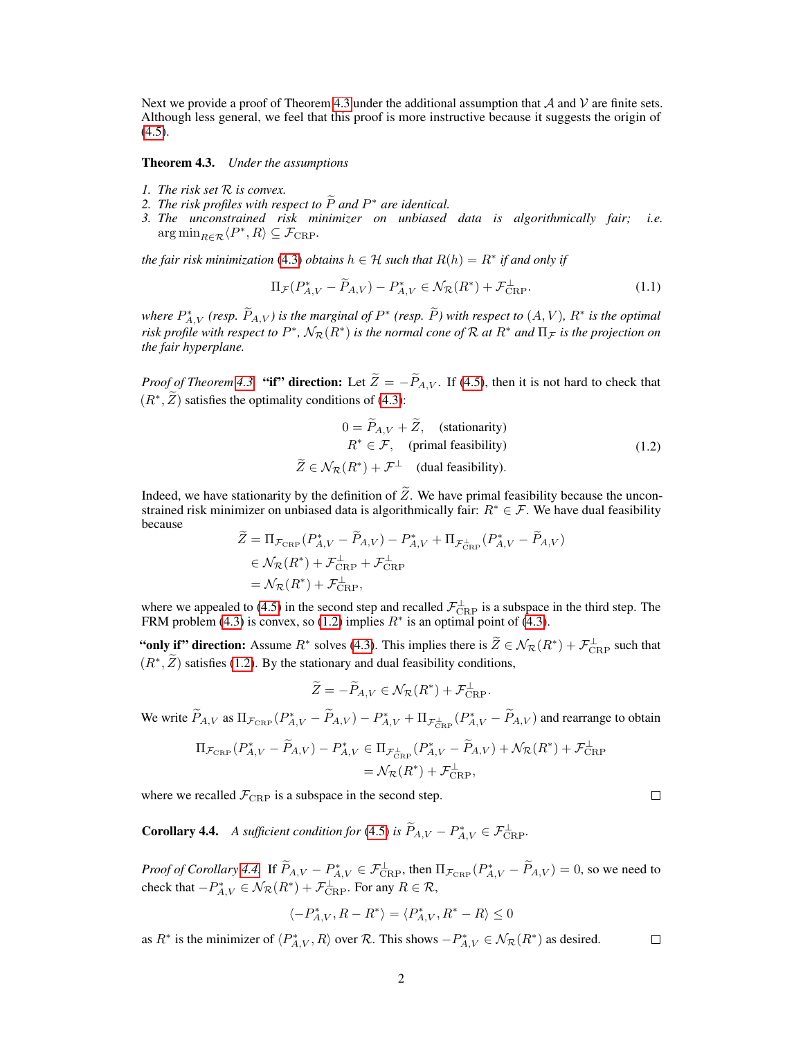Next we provide a proof of Theorem 4.3 under the additional assumption that $\mathcal{A}$ and $\mathcal{V}$ are finite sets. Although less general, we feel that this proof is more instructive because it suggests the origin of (4.5).

**Theorem 4.3.** *Under the assumptions*

1. *The risk set $\mathcal{R}$ is convex.*
2. *The risk profiles with respect to $\widetilde{P}$ and $P^*$ are identical.*
3. *The unconstrained risk minimizer on unbiased data is algorithmically fair; i.e. $\arg\min_{R\in\mathcal{R}}\langle P^*, R\rangle \subseteq \mathcal{F}_{\mathrm{CRP}}$.*

*the fair risk minimization (4.3) obtains $h \in \mathcal{H}$ such that $R(h) = R^*$ if and only if*

$$\Pi_{\mathcal{F}}(P^*_{A,V} - \widetilde{P}_{A,V}) - P^*_{A,V} \in \mathcal{N}_{\mathcal{R}}(R^*) + \mathcal{F}^{\perp}_{\mathrm{CRP}}. \tag{1.1}$$

*where $P^*_{A,V}$ (resp. $\widetilde{P}_{A,V}$) is the marginal of $P^*$ (resp. $\widetilde{P}$) with respect to $(A, V)$, $R^*$ is the optimal risk profile with respect to $P^*$, $\mathcal{N}_{\mathcal{R}}(R^*)$ is the normal cone of $\mathcal{R}$ at $R^*$ and $\Pi_{\mathcal{F}}$ is the projection on the fair hyperplane.*

*Proof of Theorem 4.3.* **"if" direction:** Let $\widetilde{Z} = -\widetilde{P}_{A,V}$. If (4.5), then it is not hard to check that $(R^*, \widetilde{Z})$ satisfies the optimality conditions of (4.3):

$$\begin{aligned} 0 &= \widetilde{P}_{A,V} + \widetilde{Z}, \quad \text{(stationarity)} \\ R^* &\in \mathcal{F}, \quad \text{(primal feasibility)} \\ \widetilde{Z} &\in \mathcal{N}_{\mathcal{R}}(R^*) + \mathcal{F}^{\perp} \quad \text{(dual feasibility)}. \end{aligned} \tag{1.2}$$

Indeed, we have stationarity by the definition of $\widetilde{Z}$. We have primal feasibility because the unconstrained risk minimizer on unbiased data is algorithmically fair: $R^* \in \mathcal{F}$. We have dual feasibility because

$$\begin{aligned} \widetilde{Z} &= \Pi_{\mathcal{F}_{\mathrm{CRP}}}(P^*_{A,V} - \widetilde{P}_{A,V}) - P^*_{A,V} + \Pi_{\mathcal{F}^{\perp}_{\mathrm{CRP}}}(P^*_{A,V} - \widetilde{P}_{A,V}) \\ &\in \mathcal{N}_{\mathcal{R}}(R^*) + \mathcal{F}^{\perp}_{\mathrm{CRP}} + \mathcal{F}^{\perp}_{\mathrm{CRP}} \\ &= \mathcal{N}_{\mathcal{R}}(R^*) + \mathcal{F}^{\perp}_{\mathrm{CRP}}, \end{aligned}$$

where we appealed to (4.5) in the second step and recalled $\mathcal{F}^{\perp}_{\mathrm{CRP}}$ is a subspace in the third step. The FRM problem (4.3) is convex, so (1.2) implies $R^*$ is an optimal point of (4.3).

**"only if" direction:** Assume $R^*$ solves (4.3). This implies there is $\widetilde{Z} \in \mathcal{N}_{\mathcal{R}}(R^*) + \mathcal{F}^{\perp}_{\mathrm{CRP}}$ such that $(R^*, \widetilde{Z})$ satisfies (1.2). By the stationary and dual feasibility conditions,

$$\widetilde{Z} = -\widetilde{P}_{A,V} \in \mathcal{N}_{\mathcal{R}}(R^*) + \mathcal{F}^{\perp}_{\mathrm{CRP}}.$$

We write $\widetilde{P}_{A,V}$ as $\Pi_{\mathcal{F}_{\mathrm{CRP}}}(P^*_{A,V} - \widetilde{P}_{A,V}) - P^*_{A,V} + \Pi_{\mathcal{F}^{\perp}_{\mathrm{CRP}}}(P^*_{A,V} - \widetilde{P}_{A,V})$ and rearrange to obtain

$$\begin{aligned} \Pi_{\mathcal{F}_{\mathrm{CRP}}}(P^*_{A,V} - \widetilde{P}_{A,V}) - P^*_{A,V} &\in \Pi_{\mathcal{F}^{\perp}_{\mathrm{CRP}}}(P^*_{A,V} - \widetilde{P}_{A,V}) + \mathcal{N}_{\mathcal{R}}(R^*) + \mathcal{F}^{\perp}_{\mathrm{CRP}} \\ &= \mathcal{N}_{\mathcal{R}}(R^*) + \mathcal{F}^{\perp}_{\mathrm{CRP}}, \end{aligned}$$

where we recalled $\mathcal{F}_{\mathrm{CRP}}$ is a subspace in the second step. $\square$

**Corollary 4.4.** *A sufficient condition for (4.5) is $\widetilde{P}_{A,V} - P^*_{A,V} \in \mathcal{F}^{\perp}_{\mathrm{CRP}}$.*

*Proof of Corollary 4.4.* If $\widetilde{P}_{A,V} - P^*_{A,V} \in \mathcal{F}^{\perp}_{\mathrm{CRP}}$, then $\Pi_{\mathcal{F}_{\mathrm{CRP}}}(P^*_{A,V} - \widetilde{P}_{A,V}) = 0$, so we need to check that $-P^*_{A,V} \in \mathcal{N}_{\mathcal{R}}(R^*) + \mathcal{F}^{\perp}_{\mathrm{CRP}}$. For any $R \in \mathcal{R}$,

$$\langle -P^*_{A,V}, R - R^*\rangle = \langle P^*_{A,V}, R^* - R\rangle \leq 0$$

as $R^*$ is the minimizer of $\langle P^*_{A,V}, R\rangle$ over $\mathcal{R}$. This shows $-P^*_{A,V} \in \mathcal{N}_{\mathcal{R}}(R^*)$ as desired. $\square$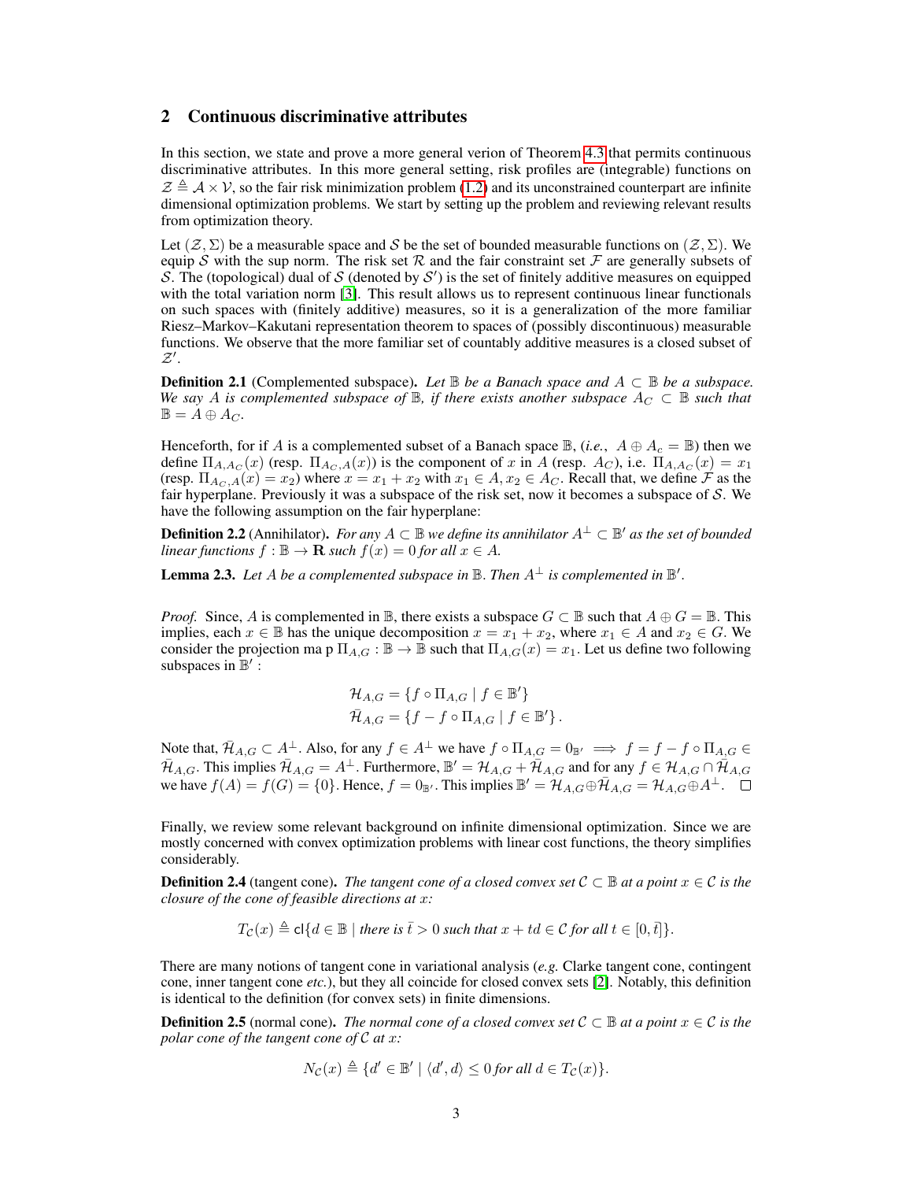## 2 Continuous discriminative attributes

In this section, we state and prove a more general verion of Theorem 4.3 that permits continuous discriminative attributes. In this more general setting, risk profiles are (integrable) functions on $\mathcal{Z} \triangleq \mathcal{A} \times \mathcal{V}$, so the fair risk minimization problem (1.2) and its unconstrained counterpart are infinite dimensional optimization problems. We start by setting up the problem and reviewing relevant results from optimization theory.

Let $(\mathcal{Z}, \Sigma)$ be a measurable space and $\mathcal{S}$ be the set of bounded measurable functions on $(\mathcal{Z}, \Sigma)$. We equip $\mathcal{S}$ with the sup norm. The risk set $\mathcal{R}$ and the fair constraint set $\mathcal{F}$ are generally subsets of $\mathcal{S}$. The (topological) dual of $\mathcal{S}$ (denoted by $\mathcal{S}'$) is the set of finitely additive measures on equipped with the total variation norm [3]. This result allows us to represent continuous linear functionals on such spaces with (finitely additive) measures, so it is a generalization of the more familiar Riesz–Markov–Kakutani representation theorem to spaces of (possibly discontinuous) measurable functions. We observe that the more familiar set of countably additive measures is a closed subset of $\mathcal{Z}'$.

**Definition 2.1** (Complemented subspace). *Let $\mathbb{B}$ be a Banach space and $A \subset \mathbb{B}$ be a subspace. We say $A$ is complemented subspace of $\mathbb{B}$, if there exists another subspace $A_C \subset \mathbb{B}$ such that $\mathbb{B} = A \oplus A_C$.*

Henceforth, for if $A$ is a complemented subset of a Banach space $\mathbb{B}$, (*i.e.*, $A \oplus A_c = \mathbb{B}$) then we define $\Pi_{A,A_C}(x)$ (resp. $\Pi_{A_C,A}(x)$) is the component of $x$ in $A$ (resp. $A_C$), i.e. $\Pi_{A,A_C}(x) = x_1$ (resp. $\Pi_{A_C,A}(x) = x_2$) where $x = x_1 + x_2$ with $x_1 \in A, x_2 \in A_C$. Recall that, we define $\mathcal{F}$ as the fair hyperplane. Previously it was a subspace of the risk set, now it becomes a subspace of $\mathcal{S}$. We have the following assumption on the fair hyperplane:

**Definition 2.2** (Annihilator). *For any $A \subset \mathbb{B}$ we define its annihilator $A^\perp \subset \mathbb{B}'$ as the set of bounded linear functions $f : \mathbb{B} \to \mathbf{R}$ such $f(x) = 0$ for all $x \in A$.*

**Lemma 2.3.** *Let $A$ be a complemented subspace in $\mathbb{B}$. Then $A^\perp$ is complemented in $\mathbb{B}'$.*

*Proof.* Since, $A$ is complemented in $\mathbb{B}$, there exists a subspace $G \subset \mathbb{B}$ such that $A \oplus G = \mathbb{B}$. This implies, each $x \in \mathbb{B}$ has the unique decomposition $x = x_1 + x_2$, where $x_1 \in A$ and $x_2 \in G$. We consider the projection ma p $\Pi_{A,G} : \mathbb{B} \to \mathbb{B}$ such that $\Pi_{A,G}(x) = x_1$. Let us define two following subspaces in $\mathbb{B}'$ :

$$\mathcal{H}_{A,G} = \{f \circ \Pi_{A,G} \mid f \in \mathbb{B}'\}$$
$$\bar{\mathcal{H}}_{A,G} = \{f - f \circ \Pi_{A,G} \mid f \in \mathbb{B}'\}.$$

Note that, $\bar{\mathcal{H}}_{A,G} \subset A^\perp$. Also, for any $f \in A^\perp$ we have $f \circ \Pi_{A,G} = 0_{\mathbb{B}'} \implies f = f - f \circ \Pi_{A,G} \in \bar{\mathcal{H}}_{A,G}$. This implies $\bar{\mathcal{H}}_{A,G} = A^\perp$. Furthermore, $\mathbb{B}' = \mathcal{H}_{A,G} + \bar{\mathcal{H}}_{A,G}$ and for any $f \in \mathcal{H}_{A,G} \cap \bar{\mathcal{H}}_{A,G}$ we have $f(A) = f(G) = \{0\}$. Hence, $f = 0_{\mathbb{B}'}$. This implies $\mathbb{B}' = \mathcal{H}_{A,G} \oplus \bar{\mathcal{H}}_{A,G} = \mathcal{H}_{A,G} \oplus A^\perp$. $\square$

Finally, we review some relevant background on infinite dimensional optimization. Since we are mostly concerned with convex optimization problems with linear cost functions, the theory simplifies considerably.

**Definition 2.4** (tangent cone). *The tangent cone of a closed convex set $\mathcal{C} \subset \mathbb{B}$ at a point $x \in \mathcal{C}$ is the closure of the cone of feasible directions at $x$:*

$$T_{\mathcal{C}}(x) \triangleq \mathsf{cl}\{d \in \mathbb{B} \mid \textit{there is } \bar{t} > 0 \textit{ such that } x + td \in \mathcal{C} \textit{ for all } t \in [0, \bar{t}]\}.$$

There are many notions of tangent cone in variational analysis (*e.g.* Clarke tangent cone, contingent cone, inner tangent cone *etc.*), but they all coincide for closed convex sets [2]. Notably, this definition is identical to the definition (for convex sets) in finite dimensions.

**Definition 2.5** (normal cone). *The normal cone of a closed convex set $\mathcal{C} \subset \mathbb{B}$ at a point $x \in \mathcal{C}$ is the polar cone of the tangent cone of $\mathcal{C}$ at $x$:*

$$N_{\mathcal{C}}(x) \triangleq \{d' \in \mathbb{B}' \mid \langle d', d \rangle \leq 0 \textit{ for all } d \in T_{\mathcal{C}}(x)\}.$$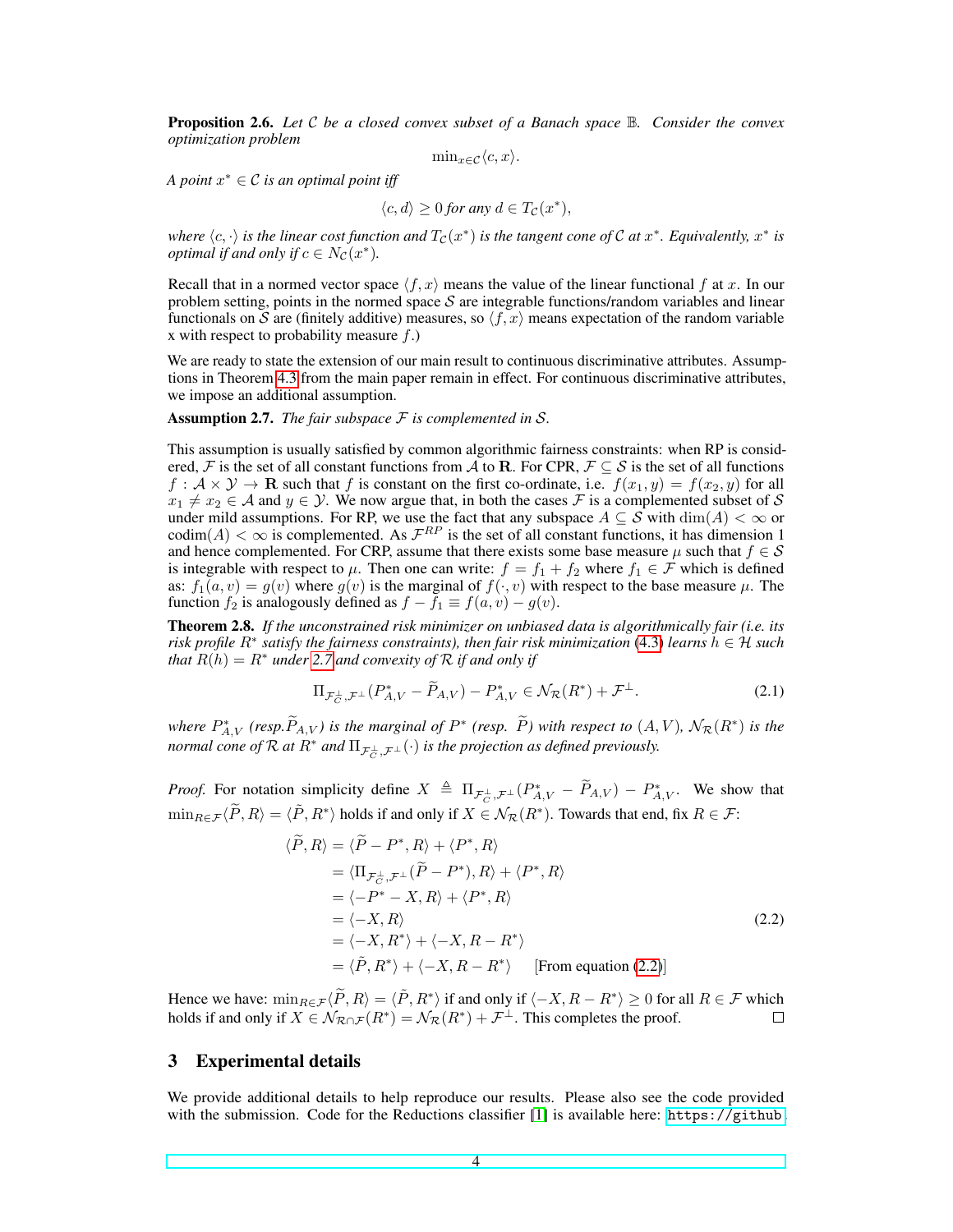**Proposition 2.6.** *Let $\mathcal{C}$ be a closed convex subset of a Banach space $\mathbb{B}$. Consider the convex optimization problem*

$$\min_{x \in \mathcal{C}} \langle c, x \rangle.$$

*A point $x^* \in \mathcal{C}$ is an optimal point iff*

$$\langle c, d \rangle \geq 0 \text{ for any } d \in T_{\mathcal{C}}(x^*),$$

*where $\langle c, \cdot \rangle$ is the linear cost function and $T_{\mathcal{C}}(x^*)$ is the tangent cone of $\mathcal{C}$ at $x^*$. Equivalently, $x^*$ is optimal if and only if $c \in N_{\mathcal{C}}(x^*)$.*

Recall that in a normed vector space $\langle f, x \rangle$ means the value of the linear functional $f$ at $x$. In our problem setting, points in the normed space $\mathcal{S}$ are integrable functions/random variables and linear functionals on $\mathcal{S}$ are (finitely additive) measures, so $\langle f, x \rangle$ means expectation of the random variable x with respect to probability measure $f$.)

We are ready to state the extension of our main result to continuous discriminative attributes. Assumptions in Theorem 4.3 from the main paper remain in effect. For continuous discriminative attributes, we impose an additional assumption.

**Assumption 2.7.** *The fair subspace $\mathcal{F}$ is complemented in $\mathcal{S}$.*

This assumption is usually satisfied by common algorithmic fairness constraints: when RP is considered, $\mathcal{F}$ is the set of all constant functions from $\mathcal{A}$ to $\mathbf{R}$. For CPR, $\mathcal{F} \subseteq \mathcal{S}$ is the set of all functions $f : \mathcal{A} \times \mathcal{Y} \to \mathbf{R}$ such that $f$ is constant on the first co-ordinate, i.e. $f(x_1, y) = f(x_2, y)$ for all $x_1 \neq x_2 \in \mathcal{A}$ and $y \in \mathcal{Y}$. We now argue that, in both the cases $\mathcal{F}$ is a complemented subset of $\mathcal{S}$ under mild assumptions. For RP, we use the fact that any subspace $A \subseteq \mathcal{S}$ with $\dim(A) < \infty$ or $\text{codim}(A) < \infty$ is complemented. As $\mathcal{F}^{RP}$ is the set of all constant functions, it has dimension 1 and hence complemented. For CRP, assume that there exists some base measure $\mu$ such that $f \in \mathcal{S}$ is integrable with respect to $\mu$. Then one can write: $f = f_1 + f_2$ where $f_1 \in \mathcal{F}$ which is defined as: $f_1(a, v) = g(v)$ where $g(v)$ is the marginal of $f(\cdot, v)$ with respect to the base measure $\mu$. The function $f_2$ is analogously defined as $f - f_1 \equiv f(a, v) - g(v)$.

**Theorem 2.8.** *If the unconstrained risk minimizer on unbiased data is algorithmically fair (i.e. its risk profile $R^*$ satisfy the fairness constraints), then fair risk minimization (4.3) learns $h \in \mathcal{H}$ such that $R(h) = R^*$ under 2.7 and convexity of $\mathcal{R}$ if and only if*

$$\Pi_{\mathcal{F}_{\mathcal{C}}^{\perp}, \mathcal{F}^{\perp}}(P^*_{A,V} - \widetilde{P}_{A,V}) - P^*_{A,V} \in \mathcal{N}_{\mathcal{R}}(R^*) + \mathcal{F}^{\perp}. \tag{2.1}$$

*where $P^*_{A,V}$ (resp.$\widetilde{P}_{A,V}$) is the marginal of $P^*$ (resp. $\widetilde{P}$) with respect to $(A, V)$, $\mathcal{N}_{\mathcal{R}}(R^*)$ is the normal cone of $\mathcal{R}$ at $R^*$ and $\Pi_{\mathcal{F}_{\mathcal{C}}^{\perp}, \mathcal{F}^{\perp}}(\cdot)$ is the projection as defined previously.*

*Proof.* For notation simplicity define $X \triangleq \Pi_{\mathcal{F}_{\mathcal{C}}^{\perp}, \mathcal{F}^{\perp}}(P^*_{A,V} - \widetilde{P}_{A,V}) - P^*_{A,V}$. We show that $\min_{R \in \mathcal{F}} \langle \widetilde{P}, R \rangle = \langle \widetilde{P}, R^* \rangle$ holds if and only if $X \in \mathcal{N}_{\mathcal{R}}(R^*)$. Towards that end, fix $R \in \mathcal{F}$:

$$\begin{aligned}
\langle \widetilde{P}, R \rangle &= \langle \widetilde{P} - P^*, R \rangle + \langle P^*, R \rangle \\
&= \langle \Pi_{\mathcal{F}_{\mathcal{C}}^{\perp}, \mathcal{F}^{\perp}}(\widetilde{P} - P^*), R \rangle + \langle P^*, R \rangle \\
&= \langle -P^* - X, R \rangle + \langle P^*, R \rangle \\
&= \langle -X, R \rangle \\
&= \langle -X, R^* \rangle + \langle -X, R - R^* \rangle \\
&= \langle \tilde{P}, R^* \rangle + \langle -X, R - R^* \rangle \qquad \text{[From equation (2.2)]}
\end{aligned} \tag{2.2}$$

Hence we have: $\min_{R \in \mathcal{F}} \langle \widetilde{P}, R \rangle = \langle \tilde{P}, R^* \rangle$ if and only if $\langle -X, R - R^* \rangle \geq 0$ for all $R \in \mathcal{F}$ which holds if and only if $X \in \mathcal{N}_{\mathcal{R} \cap \mathcal{F}}(R^*) = \mathcal{N}_{\mathcal{R}}(R^*) + \mathcal{F}^{\perp}$. This completes the proof. ☐

## 3 Experimental details

We provide additional details to help reproduce our results. Please also see the code provided with the submission. Code for the Reductions classifier [1] is available here: `https://github`.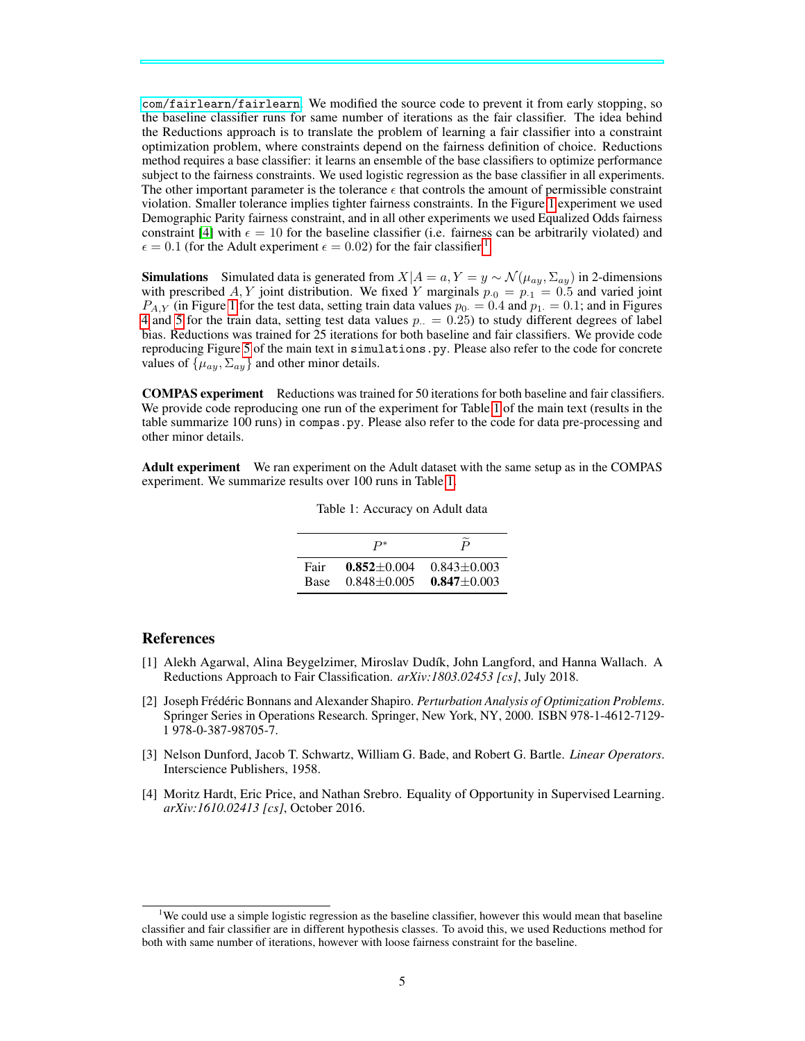com/fairlearn/fairlearn. We modified the source code to prevent it from early stopping, so the baseline classifier runs for same number of iterations as the fair classifier. The idea behind the Reductions approach is to translate the problem of learning a fair classifier into a constraint optimization problem, where constraints depend on the fairness definition of choice. Reductions method requires a base classifier: it learns an ensemble of the base classifiers to optimize performance subject to the fairness constraints. We used logistic regression as the base classifier in all experiments. The other important parameter is the tolerance $\epsilon$ that controls the amount of permissible constraint violation. Smaller tolerance implies tighter fairness constraints. In the Figure 1 experiment we used Demographic Parity fairness constraint, and in all other experiments we used Equalized Odds fairness constraint [4] with $\epsilon = 10$ for the baseline classifier (i.e. fairness can be arbitrarily violated) and $\epsilon = 0.1$ (for the Adult experiment $\epsilon = 0.02$) for the fair classifier[1].

**Simulations** Simulated data is generated from $X|A = a, Y = y \sim \mathcal{N}(\mu_{ay}, \Sigma_{ay})$ in 2-dimensions with prescribed $A, Y$ joint distribution. We fixed $Y$ marginals $p_{\cdot 0} = p_{\cdot 1} = 0.5$ and varied joint $P_{A,Y}$ (in Figure 1 for the test data, setting train data values $p_{0\cdot} = 0.4$ and $p_{1\cdot} = 0.1$; and in Figures 4 and 5 for the train data, setting test data values $p_{\cdot\cdot} = 0.25$) to study different degrees of label bias. Reductions was trained for 25 iterations for both baseline and fair classifiers. We provide code reproducing Figure 5 of the main text in `simulations.py`. Please also refer to the code for concrete values of $\{\mu_{ay}, \Sigma_{ay}\}$ and other minor details.

**COMPAS experiment** Reductions was trained for 50 iterations for both baseline and fair classifiers. We provide code reproducing one run of the experiment for Table 1 of the main text (results in the table summarize 100 runs) in `compas.py`. Please also refer to the code for data pre-processing and other minor details.

**Adult experiment** We ran experiment on the Adult dataset with the same setup as in the COMPAS experiment. We summarize results over 100 runs in Table 1.

Table 1: Accuracy on Adult data

| | $P^*$ | $\widetilde{P}$ |
|---|---|---|
| Fair | **0.852**±0.004 | 0.843±0.003 |
| Base | 0.848±0.005 | **0.847**±0.003 |

## References

[1] Alekh Agarwal, Alina Beygelzimer, Miroslav Dudík, John Langford, and Hanna Wallach. A Reductions Approach to Fair Classification. *arXiv:1803.02453 [cs]*, July 2018.

[2] Joseph Frédéric Bonnans and Alexander Shapiro. *Perturbation Analysis of Optimization Problems*. Springer Series in Operations Research. Springer, New York, NY, 2000. ISBN 978-1-4612-7129-1 978-0-387-98705-7.

[3] Nelson Dunford, Jacob T. Schwartz, William G. Bade, and Robert G. Bartle. *Linear Operators*. Interscience Publishers, 1958.

[4] Moritz Hardt, Eric Price, and Nathan Srebro. Equality of Opportunity in Supervised Learning. *arXiv:1610.02413 [cs]*, October 2016.

[1] We could use a simple logistic regression as the baseline classifier, however this would mean that baseline classifier and fair classifier are in different hypothesis classes. To avoid this, we used Reductions method for both with same number of iterations, however with loose fairness constraint for the baseline.